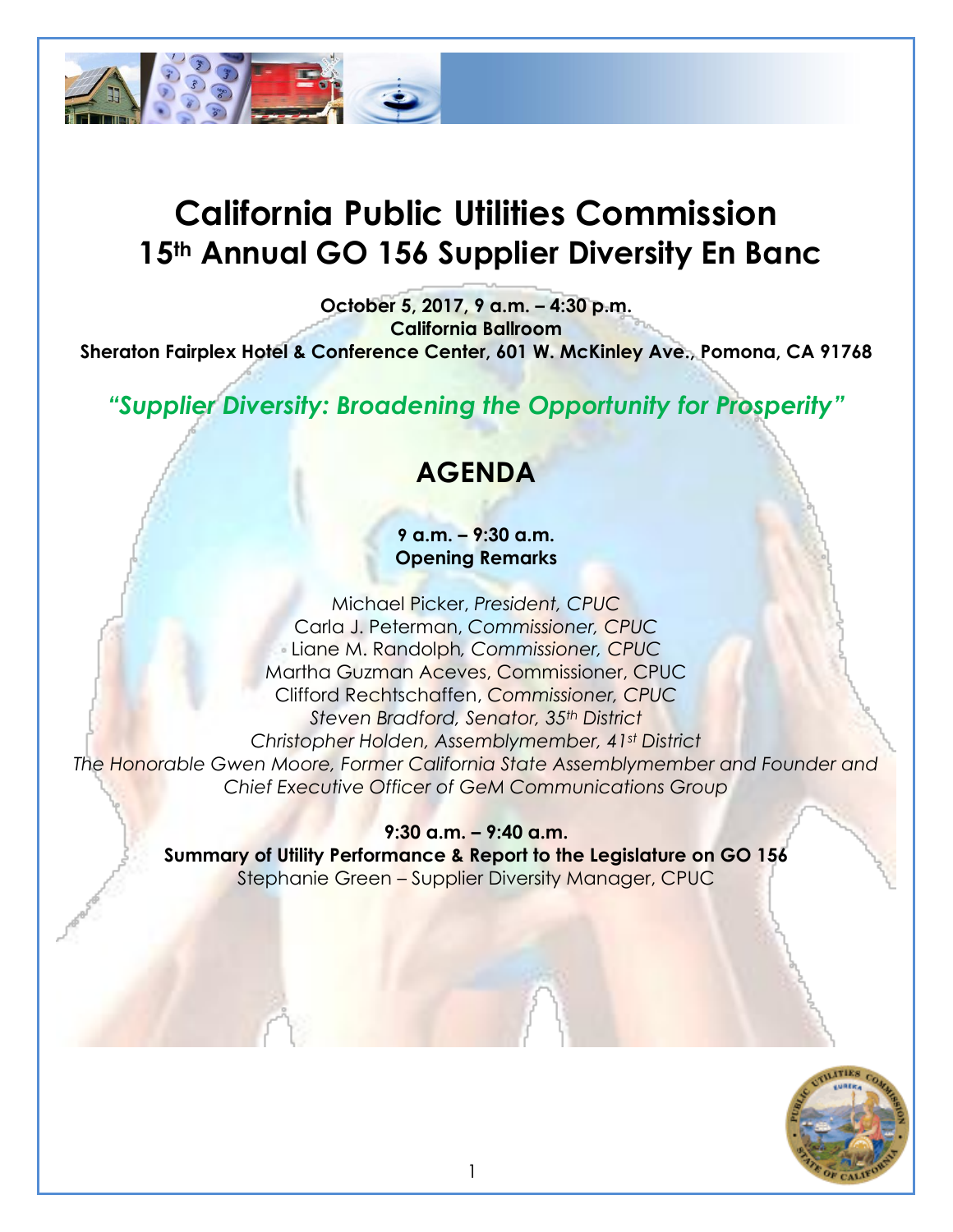# California Public Utilities Commission
# 15th Annual GO 156 Supplier Diversity En Banc

**October 5, 2017, 9 a.m. – 4:30 p.m.**
**California Ballroom**
**Sheraton Fairplex Hotel & Conference Center, 601 W. McKinley Ave., Pomona, CA 91768**

***"Supplier Diversity: Broadening the Opportunity for Prosperity"***

## AGENDA

**9 a.m. – 9:30 a.m.**
**Opening Remarks**

Michael Picker, *President, CPUC*
Carla J. Peterman, *Commissioner, CPUC*
Liane M. Randolph, *Commissioner, CPUC*
Martha Guzman Aceves, Commissioner, CPUC
Clifford Rechtschaffen, *Commissioner, CPUC*
*Steven Bradford, Senator, 35th District*
*Christopher Holden, Assemblymember, 41st District*
*The Honorable Gwen Moore, Former California State Assemblymember and Founder and Chief Executive Officer of GeM Communications Group*

**9:30 a.m. – 9:40 a.m.**
**Summary of Utility Performance & Report to the Legislature on GO 156**
Stephanie Green – Supplier Diversity Manager, CPUC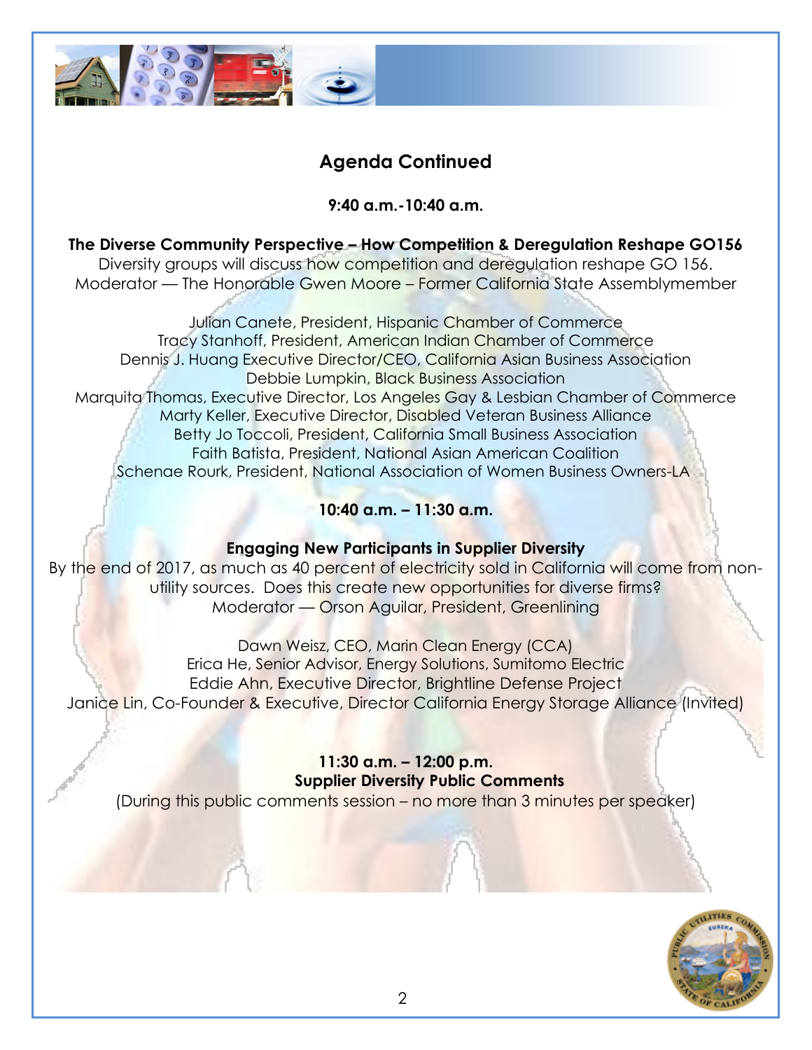## Agenda Continued

**9:40 a.m.-10:40 a.m.**

**The Diverse Community Perspective – How Competition & Deregulation Reshape GO156**

Diversity groups will discuss how competition and deregulation reshape GO 156.
Moderator — The Honorable Gwen Moore – Former California State Assemblymember

Julian Canete, President, Hispanic Chamber of Commerce
Tracy Stanhoff, President, American Indian Chamber of Commerce
Dennis J. Huang Executive Director/CEO, California Asian Business Association
Debbie Lumpkin, Black Business Association
Marquita Thomas, Executive Director, Los Angeles Gay & Lesbian Chamber of Commerce
Marty Keller, Executive Director, Disabled Veteran Business Alliance
Betty Jo Toccoli, President, California Small Business Association
Faith Batista, President, National Asian American Coalition
Schenae Rourk, President, National Association of Women Business Owners-LA

**10:40 a.m. – 11:30 a.m.**

**Engaging New Participants in Supplier Diversity**

By the end of 2017, as much as 40 percent of electricity sold in California will come from non-utility sources. Does this create new opportunities for diverse firms?
Moderator — Orson Aguilar, President, Greenlining

Dawn Weisz, CEO, Marin Clean Energy (CCA)
Erica He, Senior Advisor, Energy Solutions, Sumitomo Electric
Eddie Ahn, Executive Director, Brightline Defense Project
Janice Lin, Co-Founder & Executive, Director California Energy Storage Alliance (Invited)

**11:30 a.m. – 12:00 p.m.**
**Supplier Diversity Public Comments**

(During this public comments session – no more than 3 minutes per speaker)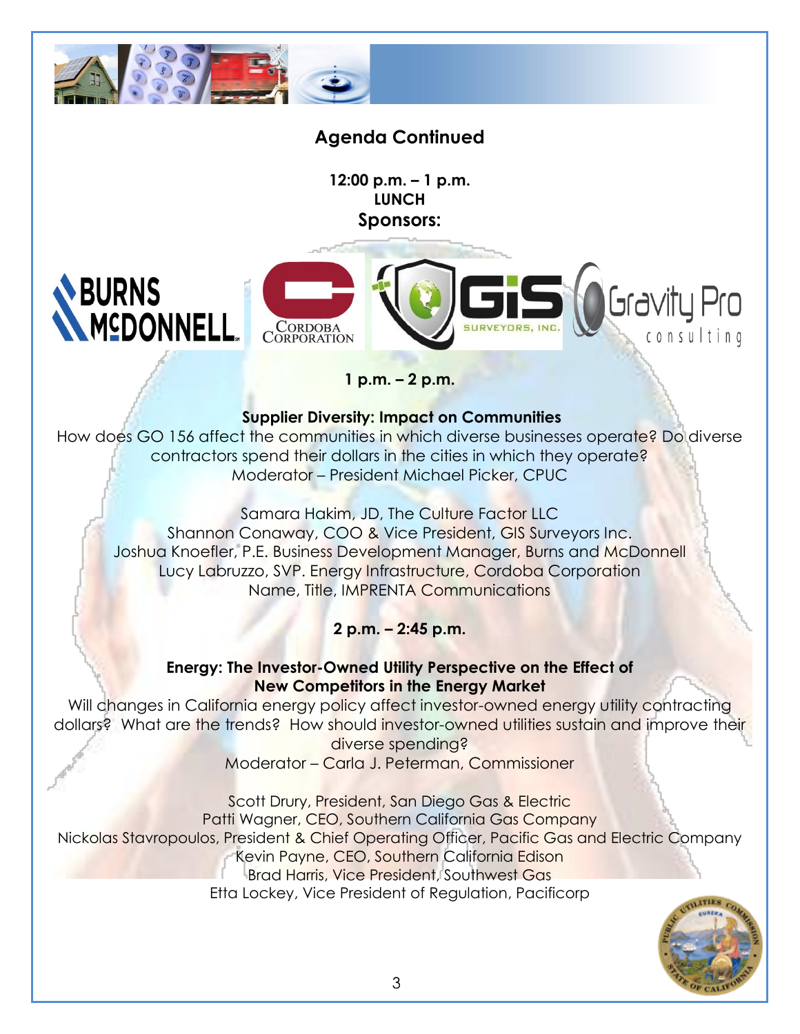## Agenda Continued

**12:00 p.m. – 1 p.m.**
**LUNCH**
**Sponsors:**

BURNS McDONNELL

CORDOBA CORPORATION

GIS SURVEYORS, INC.

Gravity Pro consulting

**1 p.m. – 2 p.m.**

**Supplier Diversity: Impact on Communities**

How does GO 156 affect the communities in which diverse businesses operate? Do diverse contractors spend their dollars in the cities in which they operate?
Moderator – President Michael Picker, CPUC

Samara Hakim, JD, The Culture Factor LLC
Shannon Conaway, COO & Vice President, GIS Surveyors Inc.
Joshua Knoefler, P.E. Business Development Manager, Burns and McDonnell
Lucy Labruzzo, SVP. Energy Infrastructure, Cordoba Corporation
Name, Title, IMPRENTA Communications

**2 p.m. – 2:45 p.m.**

**Energy: The Investor-Owned Utility Perspective on the Effect of New Competitors in the Energy Market**

Will changes in California energy policy affect investor-owned energy utility contracting dollars? What are the trends? How should investor-owned utilities sustain and improve their diverse spending?
Moderator – Carla J. Peterman, Commissioner

Scott Drury, President, San Diego Gas & Electric
Patti Wagner, CEO, Southern California Gas Company
Nickolas Stavropoulos, President & Chief Operating Officer, Pacific Gas and Electric Company
Kevin Payne, CEO, Southern California Edison
Brad Harris, Vice President, Southwest Gas
Etta Lockey, Vice President of Regulation, Pacificorp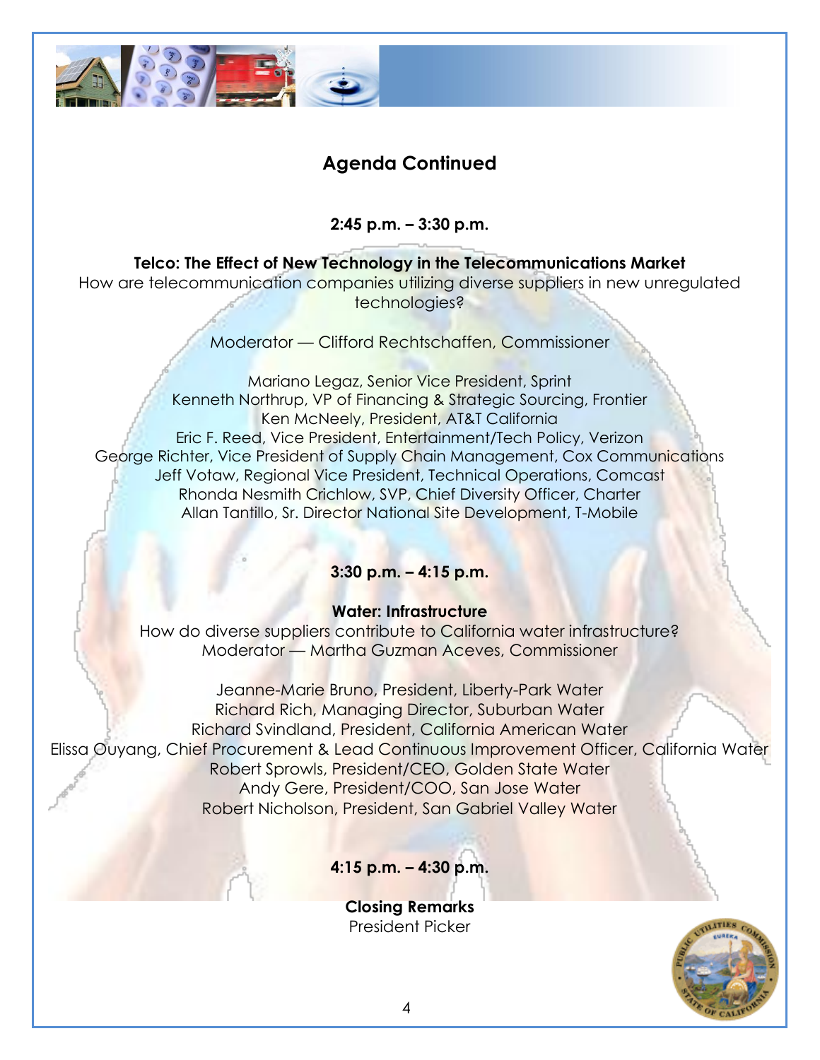## Agenda Continued

**2:45 p.m. – 3:30 p.m.**

**Telco: The Effect of New Technology in the Telecommunications Market**
How are telecommunication companies utilizing diverse suppliers in new unregulated technologies?

Moderator — Clifford Rechtschaffen, Commissioner

Mariano Legaz, Senior Vice President, Sprint
Kenneth Northrup, VP of Financing & Strategic Sourcing, Frontier
Ken McNeely, President, AT&T California
Eric F. Reed, Vice President, Entertainment/Tech Policy, Verizon
George Richter, Vice President of Supply Chain Management, Cox Communications
Jeff Votaw, Regional Vice President, Technical Operations, Comcast
Rhonda Nesmith Crichlow, SVP, Chief Diversity Officer, Charter
Allan Tantillo, Sr. Director National Site Development, T-Mobile

**3:30 p.m. – 4:15 p.m.**

**Water: Infrastructure**
How do diverse suppliers contribute to California water infrastructure?
Moderator — Martha Guzman Aceves, Commissioner

Jeanne-Marie Bruno, President, Liberty-Park Water
Richard Rich, Managing Director, Suburban Water
Richard Svindland, President, California American Water
Elissa Ouyang, Chief Procurement & Lead Continuous Improvement Officer, California Water
Robert Sprowls, President/CEO, Golden State Water
Andy Gere, President/COO, San Jose Water
Robert Nicholson, President, San Gabriel Valley Water

**4:15 p.m. – 4:30 p.m.**

**Closing Remarks**
President Picker